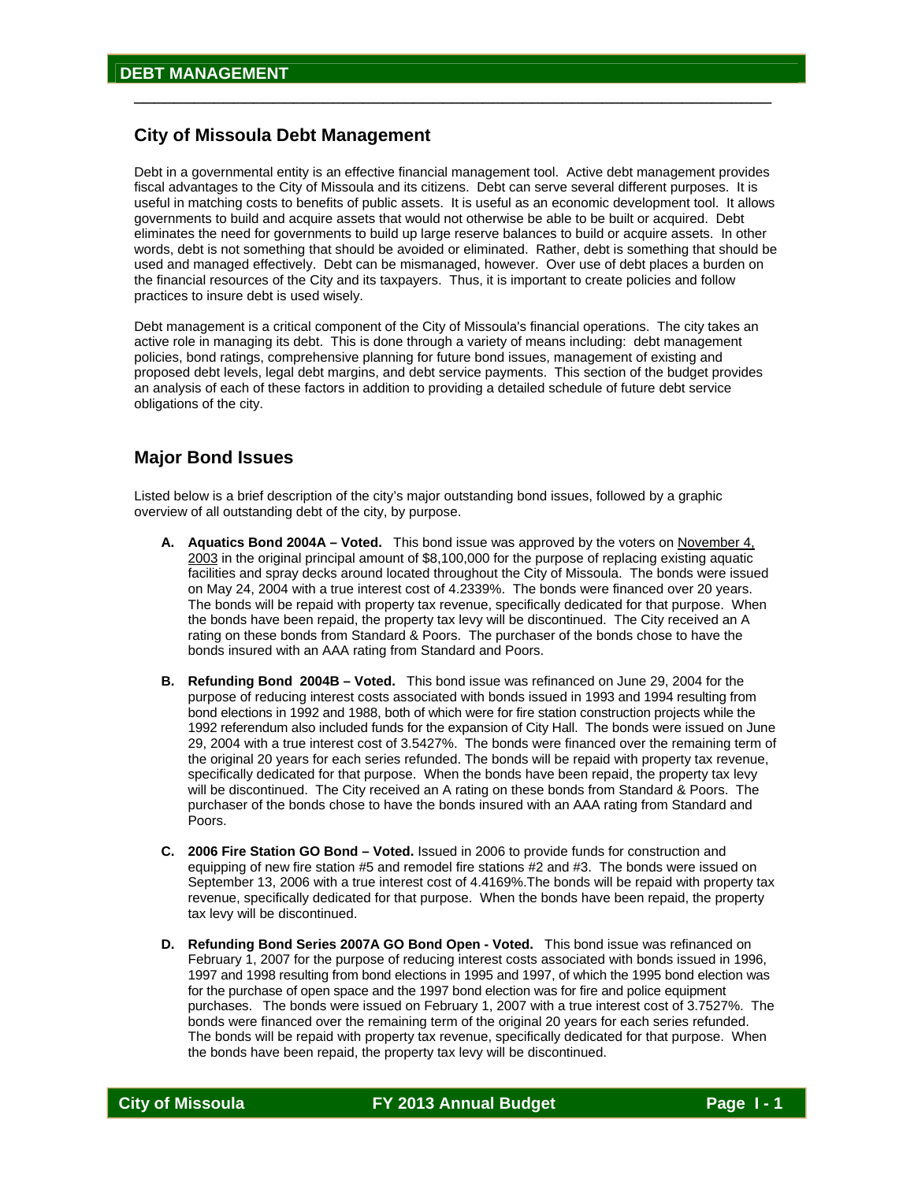# DEBT MANAGEMENT

## City of Missoula Debt Management

Debt in a governmental entity is an effective financial management tool. Active debt management provides fiscal advantages to the City of Missoula and its citizens. Debt can serve several different purposes. It is useful in matching costs to benefits of public assets. It is useful as an economic development tool. It allows governments to build and acquire assets that would not otherwise be able to be built or acquired. Debt eliminates the need for governments to build up large reserve balances to build or acquire assets. In other words, debt is not something that should be avoided or eliminated. Rather, debt is something that should be used and managed effectively. Debt can be mismanaged, however. Over use of debt places a burden on the financial resources of the City and its taxpayers. Thus, it is important to create policies and follow practices to insure debt is used wisely.

Debt management is a critical component of the City of Missoula's financial operations. The city takes an active role in managing its debt. This is done through a variety of means including: debt management policies, bond ratings, comprehensive planning for future bond issues, management of existing and proposed debt levels, legal debt margins, and debt service payments. This section of the budget provides an analysis of each of these factors in addition to providing a detailed schedule of future debt service obligations of the city.

## Major Bond Issues

Listed below is a brief description of the city's major outstanding bond issues, followed by a graphic overview of all outstanding debt of the city, by purpose.

A. **Aquatics Bond 2004A – Voted.** This bond issue was approved by the voters on November 4, 2003 in the original principal amount of $8,100,000 for the purpose of replacing existing aquatic facilities and spray decks around located throughout the City of Missoula. The bonds were issued on May 24, 2004 with a true interest cost of 4.2339%. The bonds were financed over 20 years. The bonds will be repaid with property tax revenue, specifically dedicated for that purpose. When the bonds have been repaid, the property tax levy will be discontinued. The City received an A rating on these bonds from Standard & Poors. The purchaser of the bonds chose to have the bonds insured with an AAA rating from Standard and Poors.

B. **Refunding Bond 2004B – Voted.** This bond issue was refinanced on June 29, 2004 for the purpose of reducing interest costs associated with bonds issued in 1993 and 1994 resulting from bond elections in 1992 and 1988, both of which were for fire station construction projects while the 1992 referendum also included funds for the expansion of City Hall. The bonds were issued on June 29, 2004 with a true interest cost of 3.5427%. The bonds were financed over the remaining term of the original 20 years for each series refunded. The bonds will be repaid with property tax revenue, specifically dedicated for that purpose. When the bonds have been repaid, the property tax levy will be discontinued. The City received an A rating on these bonds from Standard & Poors. The purchaser of the bonds chose to have the bonds insured with an AAA rating from Standard and Poors.

C. **2006 Fire Station GO Bond – Voted.** Issued in 2006 to provide funds for construction and equipping of new fire station #5 and remodel fire stations #2 and #3. The bonds were issued on September 13, 2006 with a true interest cost of 4.4169%.The bonds will be repaid with property tax revenue, specifically dedicated for that purpose. When the bonds have been repaid, the property tax levy will be discontinued.

D. **Refunding Bond Series 2007A GO Bond Open - Voted.** This bond issue was refinanced on February 1, 2007 for the purpose of reducing interest costs associated with bonds issued in 1996, 1997 and 1998 resulting from bond elections in 1995 and 1997, of which the 1995 bond election was for the purchase of open space and the 1997 bond election was for fire and police equipment purchases. The bonds were issued on February 1, 2007 with a true interest cost of 3.7527%. The bonds were financed over the remaining term of the original 20 years for each series refunded. The bonds will be repaid with property tax revenue, specifically dedicated for that purpose. When the bonds have been repaid, the property tax levy will be discontinued.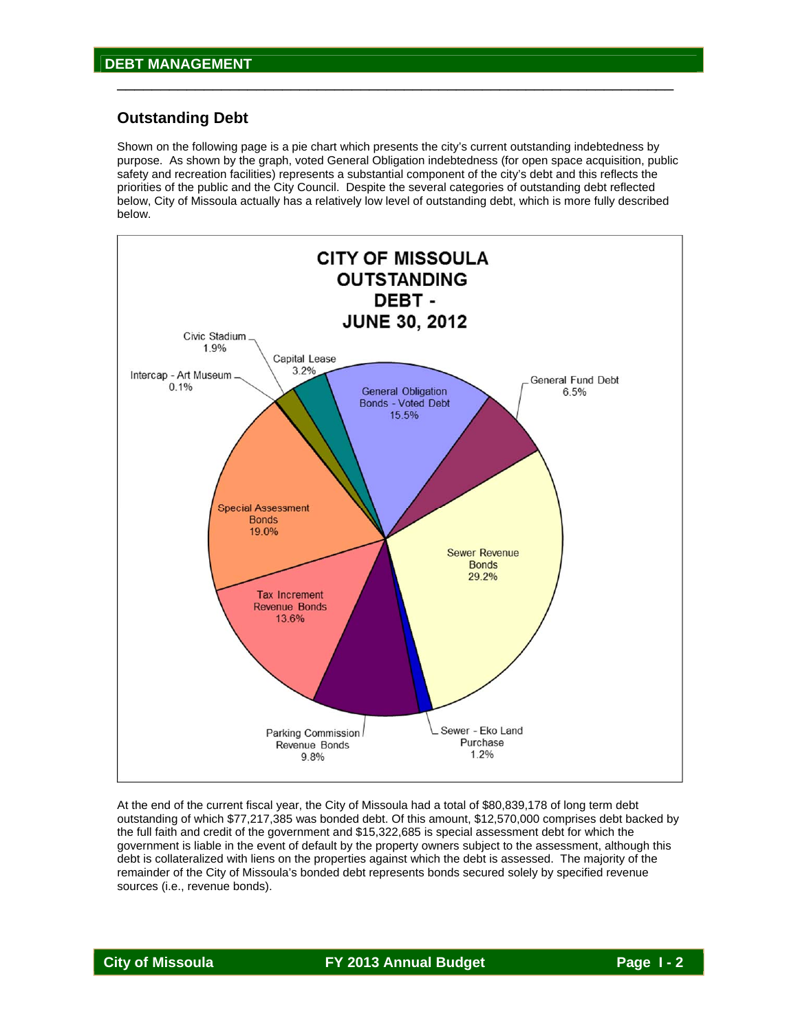## Outstanding Debt

Shown on the following page is a pie chart which presents the city's current outstanding indebtedness by purpose. As shown by the graph, voted General Obligation indebtedness (for open space acquisition, public safety and recreation facilities) represents a substantial component of the city's debt and this reflects the priorities of the public and the City Council. Despite the several categories of outstanding debt reflected below, City of Missoula actually has a relatively low level of outstanding debt, which is more fully described below.

**CITY OF MISSOULA OUTSTANDING DEBT - JUNE 30, 2012**

| Category | Percent |
|---|---|
| General Obligation Bonds - Voted Debt | 15.5% |
| General Fund Debt | 6.5% |
| Sewer Revenue Bonds | 29.2% |
| Sewer - Eko Land Purchase | 1.2% |
| Parking Commission Revenue Bonds | 9.8% |
| Tax Increment Revenue Bonds | 13.6% |
| Special Assessment Bonds | 19.0% |
| Intercap - Art Museum | 0.1% |
| Civic Stadium | 1.9% |
| Capital Lease | 3.2% |

At the end of the current fiscal year, the City of Missoula had a total of $80,839,178 of long term debt outstanding of which $77,217,385 was bonded debt. Of this amount, $12,570,000 comprises debt backed by the full faith and credit of the government and $15,322,685 is special assessment debt for which the government is liable in the event of default by the property owners subject to the assessment, although this debt is collateralized with liens on the properties against which the debt is assessed. The majority of the remainder of the City of Missoula's bonded debt represents bonds secured solely by specified revenue sources (i.e., revenue bonds).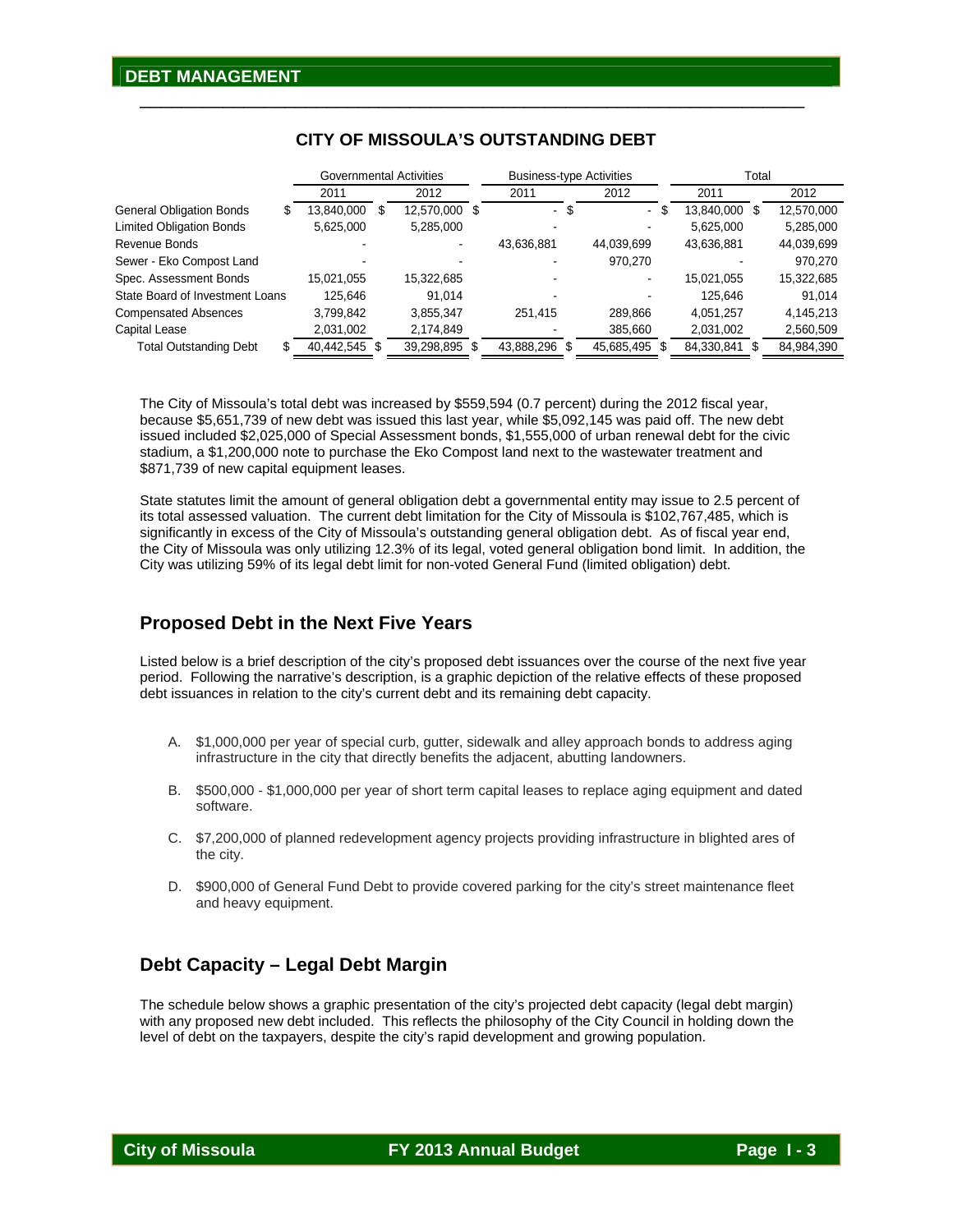# DEBT MANAGEMENT

## CITY OF MISSOULA'S OUTSTANDING DEBT

| | Governmental Activities | | Business-type Activities | | Total | |
|---|---|---|---|---|---|---|
| | 2011 | 2012 | 2011 | 2012 | 2011 | 2012 |
| General Obligation Bonds | $ 13,840,000 | $ 12,570,000 | $ - | $ - | $ 13,840,000 | $ 12,570,000 |
| Limited Obligation Bonds | 5,625,000 | 5,285,000 | - | - | 5,625,000 | 5,285,000 |
| Revenue Bonds | - | - | 43,636,881 | 44,039,699 | 43,636,881 | 44,039,699 |
| Sewer - Eko Compost Land | - | - | - | 970,270 | - | 970,270 |
| Spec. Assessment Bonds | 15,021,055 | 15,322,685 | - | - | 15,021,055 | 15,322,685 |
| State Board of Investment Loans | 125,646 | 91,014 | - | - | 125,646 | 91,014 |
| Compensated Absences | 3,799,842 | 3,855,347 | 251,415 | 289,866 | 4,051,257 | 4,145,213 |
| Capital Lease | 2,031,002 | 2,174,849 | - | 385,660 | 2,031,002 | 2,560,509 |
| Total Outstanding Debt | $ 40,442,545 | $ 39,298,895 | $ 43,888,296 | $ 45,685,495 | $ 84,330,841 | $ 84,984,390 |

The City of Missoula's total debt was increased by $559,594 (0.7 percent) during the 2012 fiscal year, because $5,651,739 of new debt was issued this last year, while $5,092,145 was paid off. The new debt issued included $2,025,000 of Special Assessment bonds, $1,555,000 of urban renewal debt for the civic stadium, a $1,200,000 note to purchase the Eko Compost land next to the wastewater treatment and $871,739 of new capital equipment leases.

State statutes limit the amount of general obligation debt a governmental entity may issue to 2.5 percent of its total assessed valuation. The current debt limitation for the City of Missoula is $102,767,485, which is significantly in excess of the City of Missoula's outstanding general obligation debt. As of fiscal year end, the City of Missoula was only utilizing 12.3% of its legal, voted general obligation bond limit. In addition, the City was utilizing 59% of its legal debt limit for non-voted General Fund (limited obligation) debt.

## Proposed Debt in the Next Five Years

Listed below is a brief description of the city's proposed debt issuances over the course of the next five year period. Following the narrative's description, is a graphic depiction of the relative effects of these proposed debt issuances in relation to the city's current debt and its remaining debt capacity.

A. $1,000,000 per year of special curb, gutter, sidewalk and alley approach bonds to address aging infrastructure in the city that directly benefits the adjacent, abutting landowners.

B. $500,000 - $1,000,000 per year of short term capital leases to replace aging equipment and dated software.

C. $7,200,000 of planned redevelopment agency projects providing infrastructure in blighted ares of the city.

D. $900,000 of General Fund Debt to provide covered parking for the city's street maintenance fleet and heavy equipment.

## Debt Capacity – Legal Debt Margin

The schedule below shows a graphic presentation of the city's projected debt capacity (legal debt margin) with any proposed new debt included. This reflects the philosophy of the City Council in holding down the level of debt on the taxpayers, despite the city's rapid development and growing population.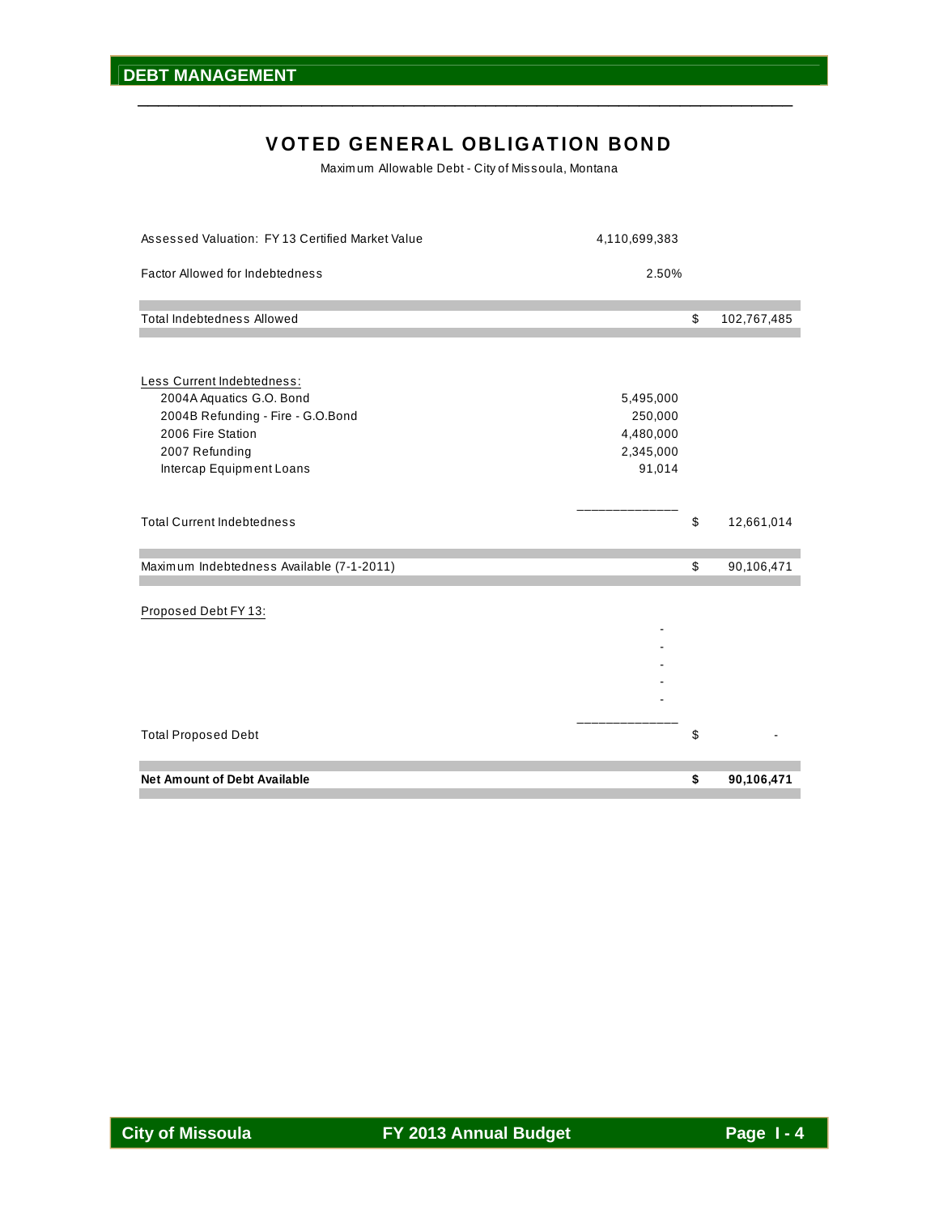# VOTED GENERAL OBLIGATION BOND

Maximum Allowable Debt - City of Missoula, Montana

| | | | |
|---|---|---|---|
| Assessed Valuation: FY 13 Certified Market Value | 4,110,699,383 | | |
| Factor Allowed for Indebtedness | 2.50% | | |
| Total Indebtedness Allowed | | $ | 102,767,485 |
| Less Current Indebtedness: | | | |
| 2004A Aquatics G.O. Bond | 5,495,000 | | |
| 2004B Refunding - Fire - G.O.Bond | 250,000 | | |
| 2006 Fire Station | 4,480,000 | | |
| 2007 Refunding | 2,345,000 | | |
| Intercap Equipment Loans | 91,014 | | |
| Total Current Indebtedness | | $ | 12,661,014 |
| Maximum Indebtedness Available (7-1-2011) | | $ | 90,106,471 |
| Proposed Debt FY 13: | | | |
| | - | | |
| | - | | |
| | - | | |
| | - | | |
| | - | | |
| Total Proposed Debt | | $ | - |
| **Net Amount of Debt Available** | | **$** | **90,106,471** |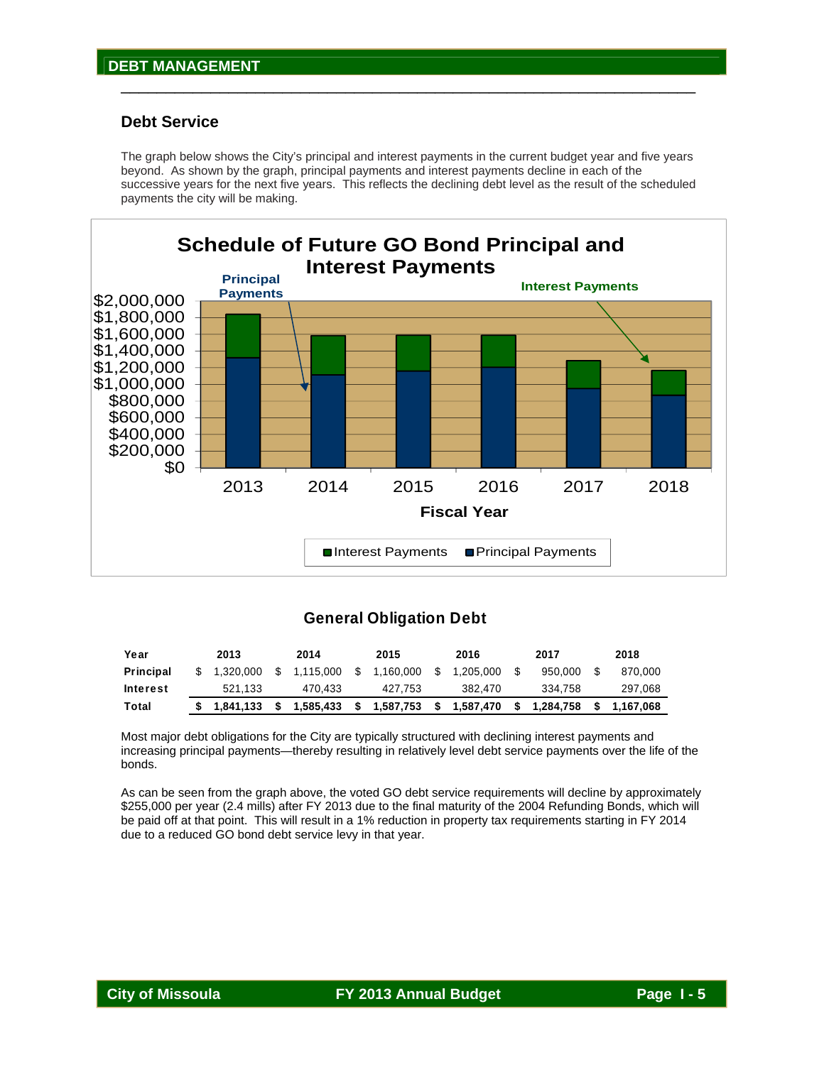## Debt Service

The graph below shows the City's principal and interest payments in the current budget year and five years beyond. As shown by the graph, principal payments and interest payments decline in each of the successive years for the next five years. This reflects the declining debt level as the result of the scheduled payments the city will be making.

**Schedule of Future GO Bond Principal and Interest Payments**

### General Obligation Debt

| Year | 2013 | 2014 | 2015 | 2016 | 2017 | 2018 |
|---|---|---|---|---|---|---|
| Principal | $ 1,320,000 | $ 1,115,000 | $ 1,160,000 | $ 1,205,000 | $ 950,000 | $ 870,000 |
| Interest | 521,133 | 470,433 | 427,753 | 382,470 | 334,758 | 297,068 |
| **Total** | **$ 1,841,133** | **$ 1,585,433** | **$ 1,587,753** | **$ 1,587,470** | **$ 1,284,758** | **$ 1,167,068** |

Most major debt obligations for the City are typically structured with declining interest payments and increasing principal payments—thereby resulting in relatively level debt service payments over the life of the bonds.

As can be seen from the graph above, the voted GO debt service requirements will decline by approximately $255,000 per year (2.4 mills) after FY 2013 due to the final maturity of the 2004 Refunding Bonds, which will be paid off at that point. This will result in a 1% reduction in property tax requirements starting in FY 2014 due to a reduced GO bond debt service levy in that year.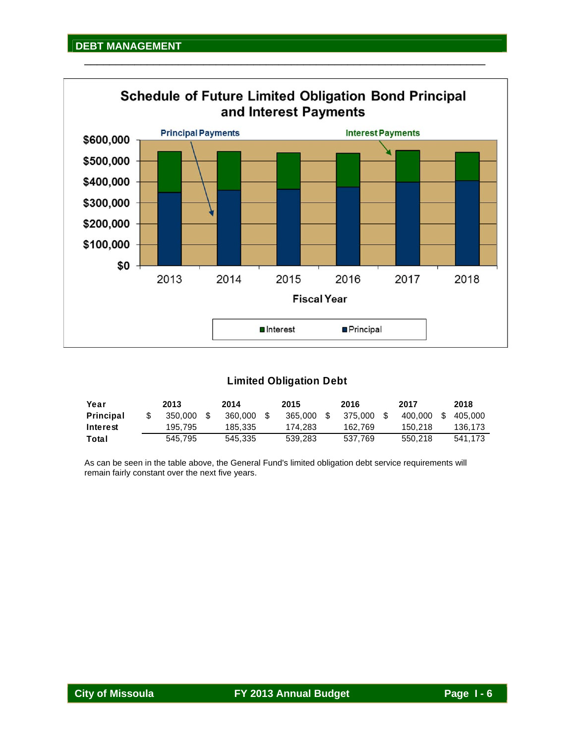## DEBT MANAGEMENT

### Schedule of Future Limited Obligation Bond Principal and Interest Payments

### Limited Obligation Debt

| Year | 2013 | 2014 | 2015 | 2016 | 2017 | 2018 |
|---|---|---|---|---|---|---|
| **Principal** | $ 350,000 | $ 360,000 | $ 365,000 | $ 375,000 | $ 400,000 | $ 405,000 |
| **Interest** | 195,795 | 185,335 | 174,283 | 162,769 | 150,218 | 136,173 |
| **Total** | 545,795 | 545,335 | 539,283 | 537,769 | 550,218 | 541,173 |

As can be seen in the table above, the General Fund's limited obligation debt service requirements will remain fairly constant over the next five years.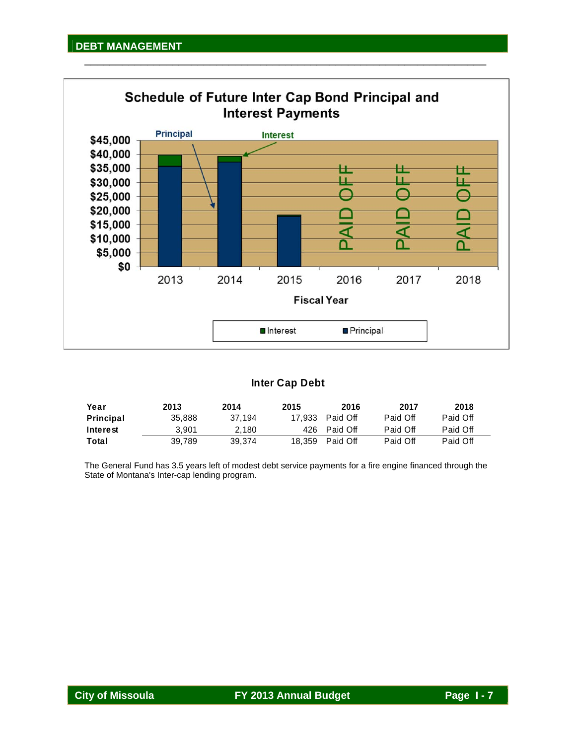## DEBT MANAGEMENT

### Schedule of Future Inter Cap Bond Principal and Interest Payments

### Inter Cap Debt

| Year | 2013 | 2014 | 2015 | 2016 | 2017 | 2018 |
|---|---|---|---|---|---|---|
| Principal | 35,888 | 37,194 | 17,933 | Paid Off | Paid Off | Paid Off |
| Interest | 3,901 | 2,180 | 426 | Paid Off | Paid Off | Paid Off |
| Total | 39,789 | 39,374 | 18,359 | Paid Off | Paid Off | Paid Off |

The General Fund has 3.5 years left of modest debt service payments for a fire engine financed through the State of Montana's Inter-cap lending program.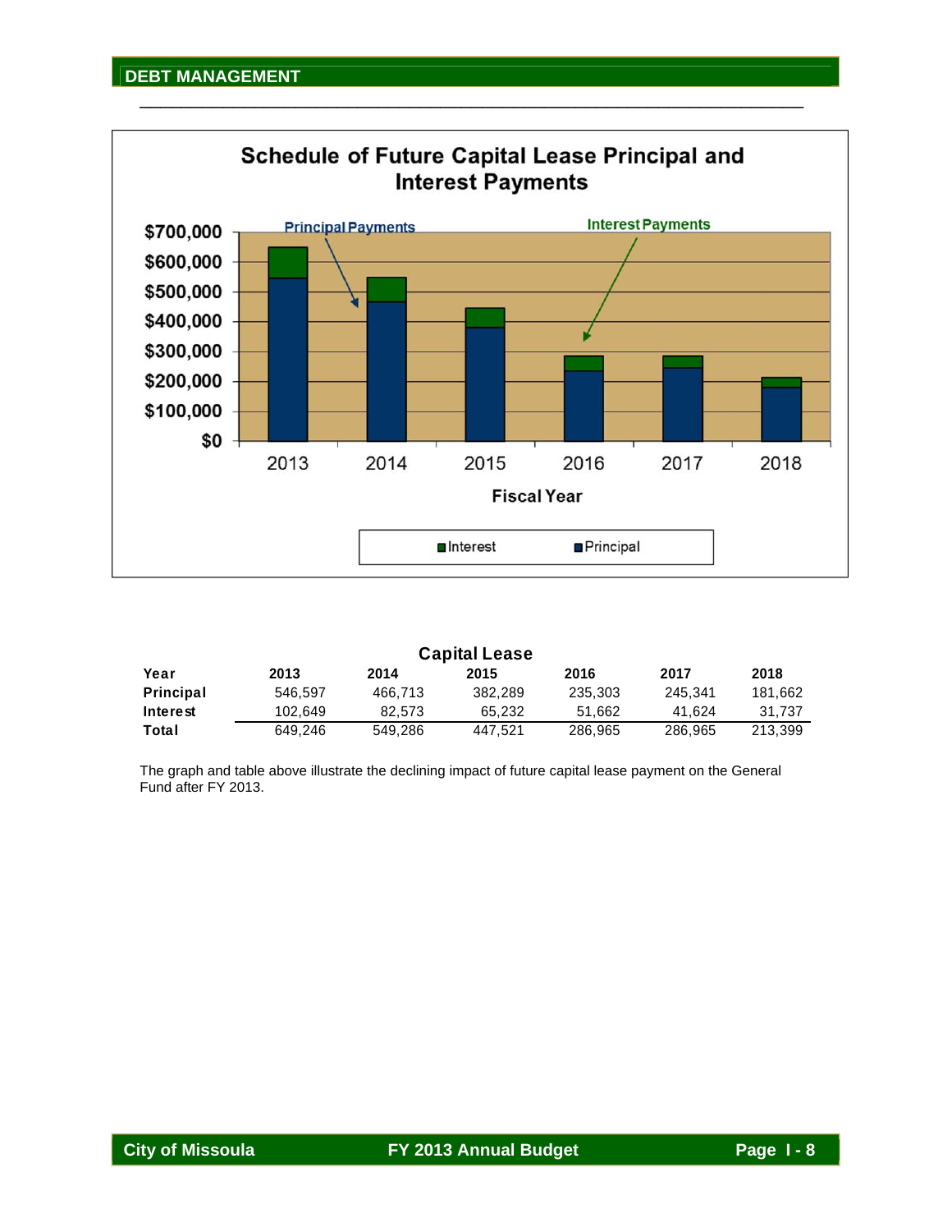## DEBT MANAGEMENT

### Schedule of Future Capital Lease Principal and Interest Payments

**Capital Lease**

| Year | 2013 | 2014 | 2015 | 2016 | 2017 | 2018 |
|---|---|---|---|---|---|---|
| Principal | 546,597 | 466,713 | 382,289 | 235,303 | 245,341 | 181,662 |
| Interest | 102,649 | 82,573 | 65,232 | 51,662 | 41,624 | 31,737 |
| Total | 649,246 | 549,286 | 447,521 | 286,965 | 286,965 | 213,399 |

The graph and table above illustrate the declining impact of future capital lease payment on the General Fund after FY 2013.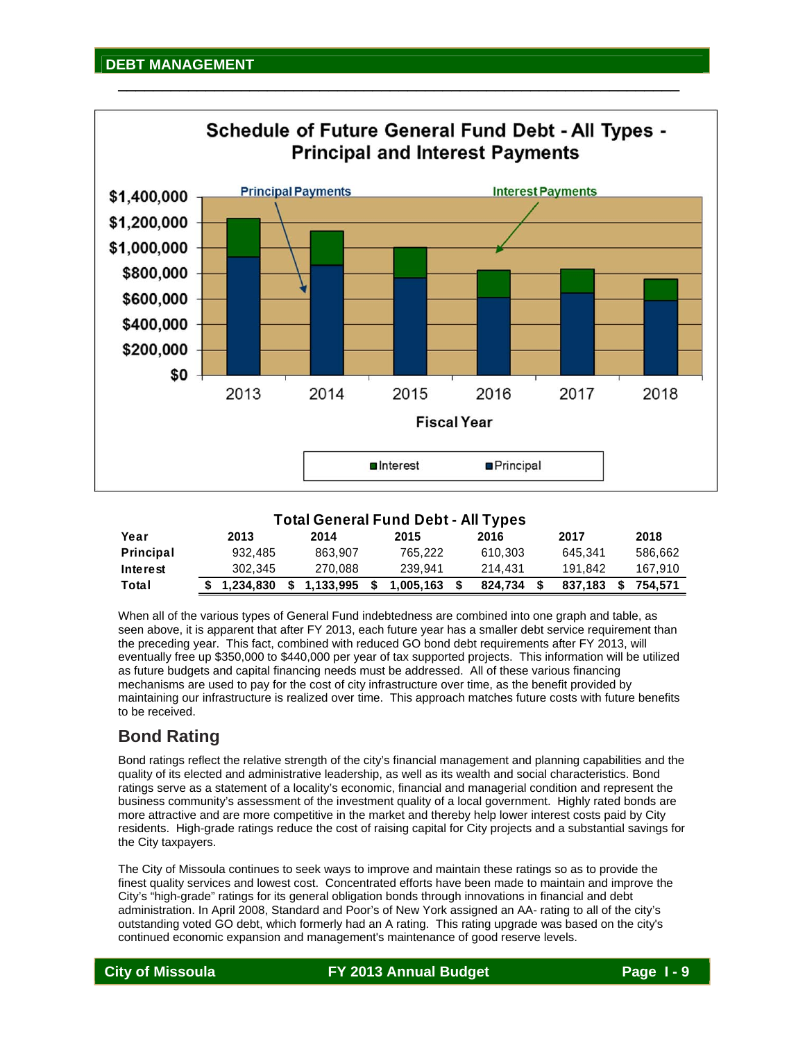## DEBT MANAGEMENT

### Schedule of Future General Fund Debt - All Types - Principal and Interest Payments

### Total General Fund Debt - All Types

| Year | 2013 | 2014 | 2015 | 2016 | 2017 | 2018 |
|---|---|---|---|---|---|---|
| Principal | 932,485 | 863,907 | 765,222 | 610,303 | 645,341 | 586,662 |
| Interest | 302,345 | 270,088 | 239,941 | 214,431 | 191,842 | 167,910 |
| Total | $ 1,234,830 | $ 1,133,995 | $ 1,005,163 | $ 824,734 | $ 837,183 | $ 754,571 |

When all of the various types of General Fund indebtedness are combined into one graph and table, as seen above, it is apparent that after FY 2013, each future year has a smaller debt service requirement than the preceding year. This fact, combined with reduced GO bond debt requirements after FY 2013, will eventually free up $350,000 to $440,000 per year of tax supported projects. This information will be utilized as future budgets and capital financing needs must be addressed. All of these various financing mechanisms are used to pay for the cost of city infrastructure over time, as the benefit provided by maintaining our infrastructure is realized over time. This approach matches future costs with future benefits to be received.

## Bond Rating

Bond ratings reflect the relative strength of the city's financial management and planning capabilities and the quality of its elected and administrative leadership, as well as its wealth and social characteristics. Bond ratings serve as a statement of a locality's economic, financial and managerial condition and represent the business community's assessment of the investment quality of a local government. Highly rated bonds are more attractive and are more competitive in the market and thereby help lower interest costs paid by City residents. High-grade ratings reduce the cost of raising capital for City projects and a substantial savings for the City taxpayers.

The City of Missoula continues to seek ways to improve and maintain these ratings so as to provide the finest quality services and lowest cost. Concentrated efforts have been made to maintain and improve the City's "high-grade" ratings for its general obligation bonds through innovations in financial and debt administration. In April 2008, Standard and Poor's of New York assigned an AA- rating to all of the city's outstanding voted GO debt, which formerly had an A rating. This rating upgrade was based on the city's continued economic expansion and management's maintenance of good reserve levels.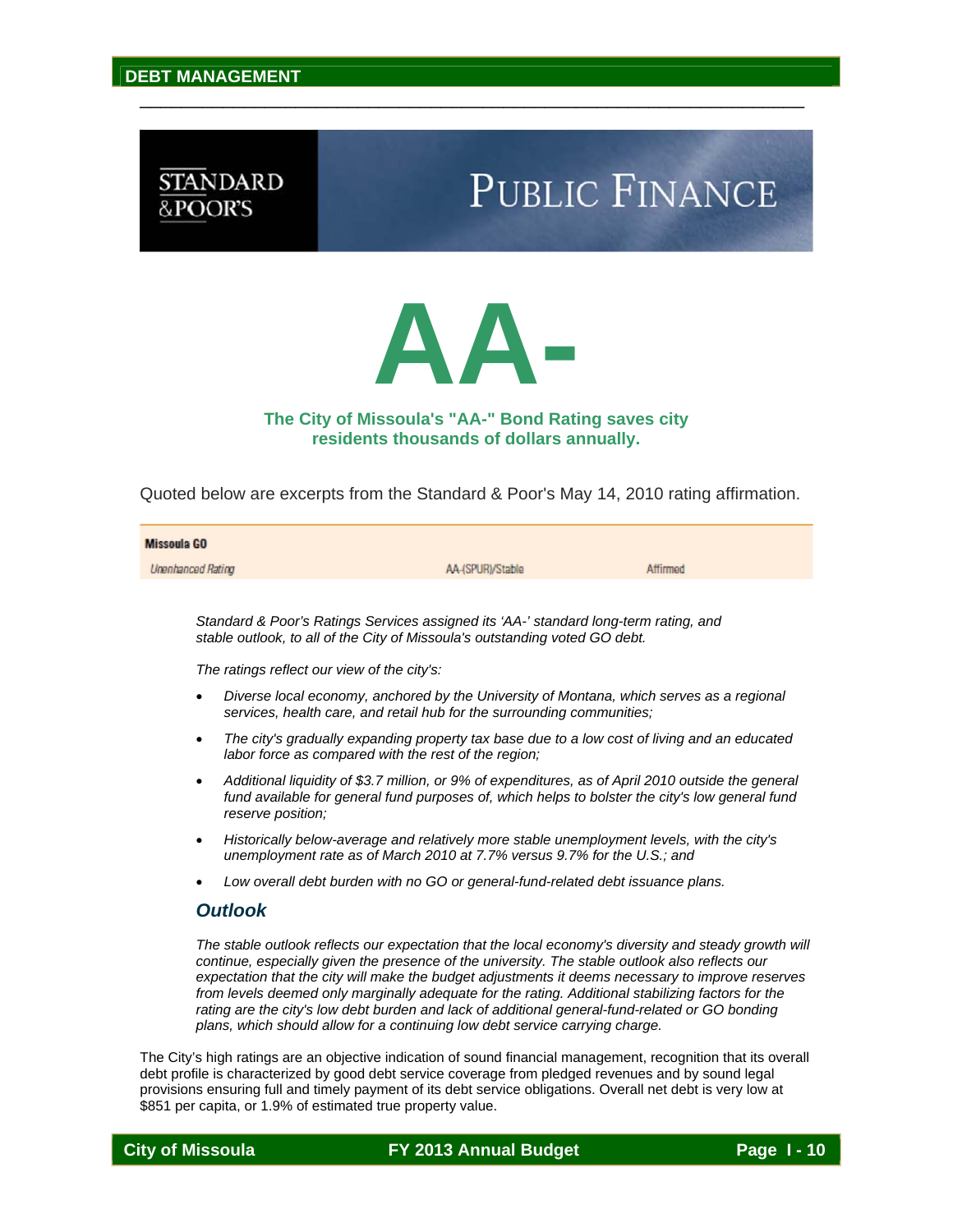## DEBT MANAGEMENT

STANDARD & POOR'S

PUBLIC FINANCE

# AA-

**The City of Missoula's "AA-" Bond Rating saves city residents thousands of dollars annually.**

Quoted below are excerpts from the Standard & Poor's May 14, 2010 rating affirmation.

| Missoula GO | | |
|---|---|---|
| *Unenhanced Rating* | AA-(SPUR)/Stable | Affirmed |

*Standard & Poor's Ratings Services assigned its 'AA-' standard long-term rating, and stable outlook, to all of the City of Missoula's outstanding voted GO debt.*

*The ratings reflect our view of the city's:*

- *Diverse local economy, anchored by the University of Montana, which serves as a regional services, health care, and retail hub for the surrounding communities;*
- *The city's gradually expanding property tax base due to a low cost of living and an educated labor force as compared with the rest of the region;*
- *Additional liquidity of $3.7 million, or 9% of expenditures, as of April 2010 outside the general fund available for general fund purposes of, which helps to bolster the city's low general fund reserve position;*
- *Historically below-average and relatively more stable unemployment levels, with the city's unemployment rate as of March 2010 at 7.7% versus 9.7% for the U.S.; and*
- *Low overall debt burden with no GO or general-fund-related debt issuance plans.*

### *Outlook*

*The stable outlook reflects our expectation that the local economy's diversity and steady growth will continue, especially given the presence of the university. The stable outlook also reflects our expectation that the city will make the budget adjustments it deems necessary to improve reserves from levels deemed only marginally adequate for the rating. Additional stabilizing factors for the rating are the city's low debt burden and lack of additional general-fund-related or GO bonding plans, which should allow for a continuing low debt service carrying charge.*

The City's high ratings are an objective indication of sound financial management, recognition that its overall debt profile is characterized by good debt service coverage from pledged revenues and by sound legal provisions ensuring full and timely payment of its debt service obligations. Overall net debt is very low at $851 per capita, or 1.9% of estimated true property value.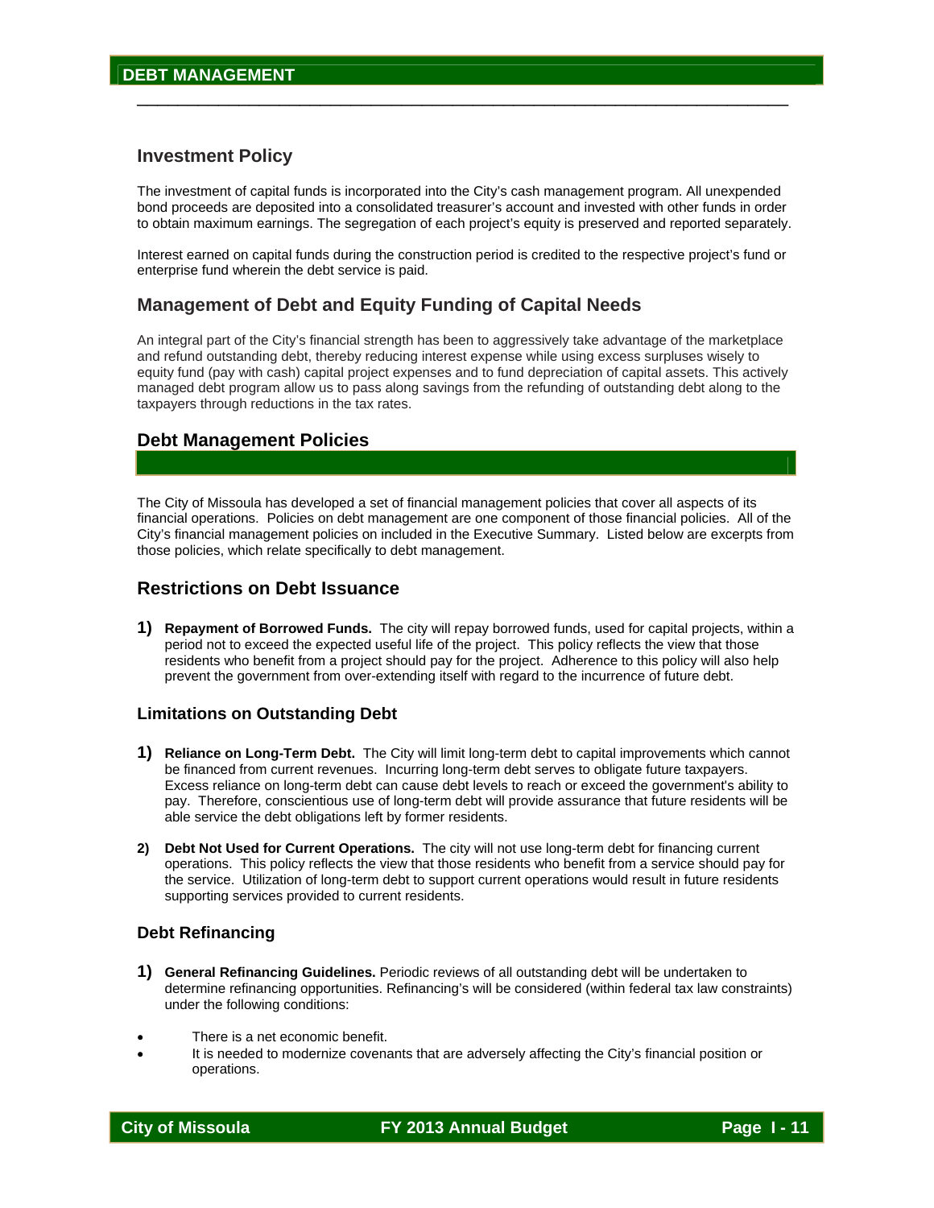## Investment Policy

The investment of capital funds is incorporated into the City's cash management program. All unexpended bond proceeds are deposited into a consolidated treasurer's account and invested with other funds in order to obtain maximum earnings. The segregation of each project's equity is preserved and reported separately.

Interest earned on capital funds during the construction period is credited to the respective project's fund or enterprise fund wherein the debt service is paid.

## Management of Debt and Equity Funding of Capital Needs

An integral part of the City's financial strength has been to aggressively take advantage of the marketplace and refund outstanding debt, thereby reducing interest expense while using excess surpluses wisely to equity fund (pay with cash) capital project expenses and to fund depreciation of capital assets. This actively managed debt program allow us to pass along savings from the refunding of outstanding debt along to the taxpayers through reductions in the tax rates.

## Debt Management Policies

The City of Missoula has developed a set of financial management policies that cover all aspects of its financial operations. Policies on debt management are one component of those financial policies. All of the City's financial management policies on included in the Executive Summary. Listed below are excerpts from those policies, which relate specifically to debt management.

## Restrictions on Debt Issuance

1) **Repayment of Borrowed Funds.** The city will repay borrowed funds, used for capital projects, within a period not to exceed the expected useful life of the project. This policy reflects the view that those residents who benefit from a project should pay for the project. Adherence to this policy will also help prevent the government from over-extending itself with regard to the incurrence of future debt.

### Limitations on Outstanding Debt

1) **Reliance on Long-Term Debt.** The City will limit long-term debt to capital improvements which cannot be financed from current revenues. Incurring long-term debt serves to obligate future taxpayers. Excess reliance on long-term debt can cause debt levels to reach or exceed the government's ability to pay. Therefore, conscientious use of long-term debt will provide assurance that future residents will be able service the debt obligations left by former residents.

2) **Debt Not Used for Current Operations.** The city will not use long-term debt for financing current operations. This policy reflects the view that those residents who benefit from a service should pay for the service. Utilization of long-term debt to support current operations would result in future residents supporting services provided to current residents.

### Debt Refinancing

1) **General Refinancing Guidelines.** Periodic reviews of all outstanding debt will be undertaken to determine refinancing opportunities. Refinancing's will be considered (within federal tax law constraints) under the following conditions:

- There is a net economic benefit.
- It is needed to modernize covenants that are adversely affecting the City's financial position or operations.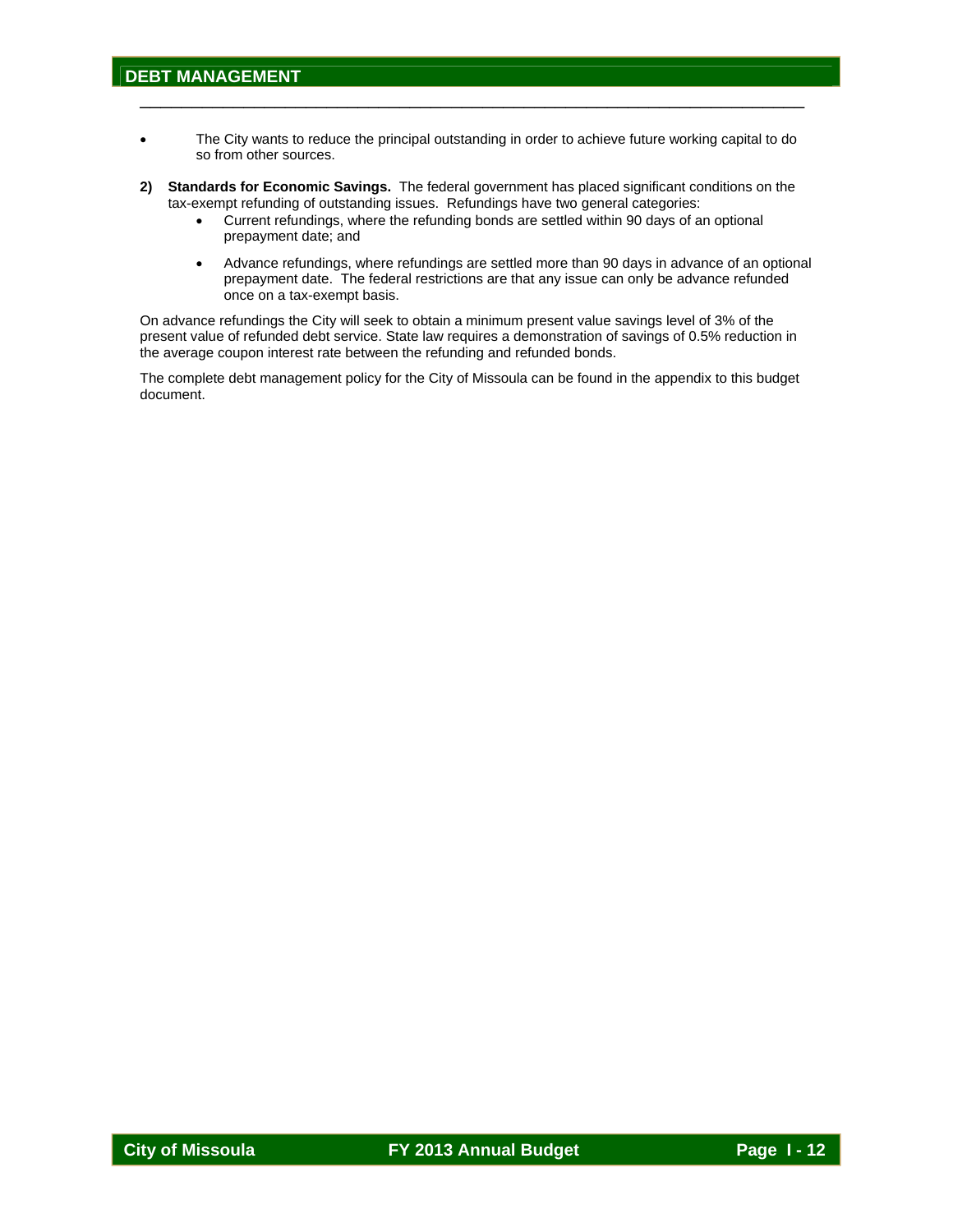- The City wants to reduce the principal outstanding in order to achieve future working capital to do so from other sources.

2) **Standards for Economic Savings.** The federal government has placed significant conditions on the tax-exempt refunding of outstanding issues. Refundings have two general categories:
   - Current refundings, where the refunding bonds are settled within 90 days of an optional prepayment date; and
   - Advance refundings, where refundings are settled more than 90 days in advance of an optional prepayment date. The federal restrictions are that any issue can only be advance refunded once on a tax-exempt basis.

On advance refundings the City will seek to obtain a minimum present value savings level of 3% of the present value of refunded debt service. State law requires a demonstration of savings of 0.5% reduction in the average coupon interest rate between the refunding and refunded bonds.

The complete debt management policy for the City of Missoula can be found in the appendix to this budget document.